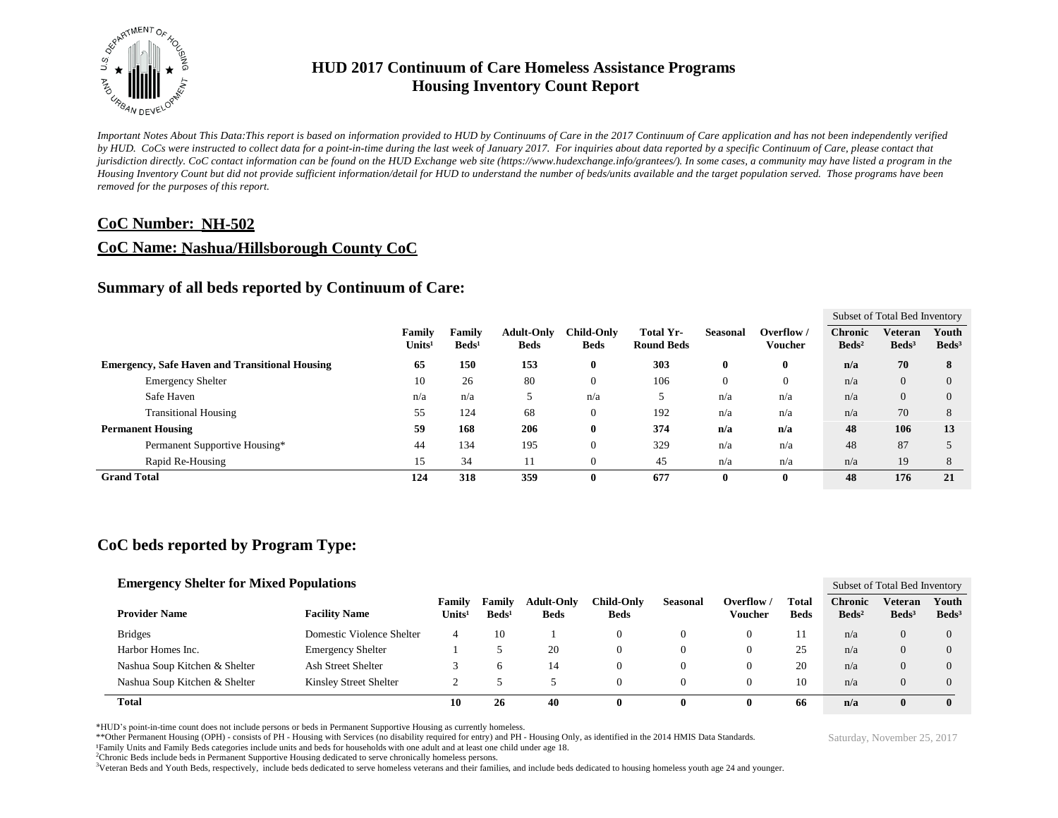# HUD 2017 Continuum of Care Homeless Assistance Programs
## Housing Inventory Count Report

*Important Notes About This Data:This report is based on information provided to HUD by Continuums of Care in the 2017 Continuum of Care application and has not been independently verified by HUD. CoCs were instructed to collect data for a point-in-time during the last week of January 2017. For inquiries about data reported by a specific Continuum of Care, please contact that jurisdiction directly. CoC contact information can be found on the HUD Exchange web site (https://www.hudexchange.info/grantees/). In some cases, a community may have listed a program in the Housing Inventory Count but did not provide sufficient information/detail for HUD to understand the number of beds/units available and the target population served. Those programs have been removed for the purposes of this report.*

## CoC Number: NH-502

## CoC Name: Nashua/Hillsborough County CoC

### Summary of all beds reported by Continuum of Care:

| | Family Units[1] | Family Beds[1] | Adult-Only Beds | Child-Only Beds | Total Yr-Round Beds | Seasonal | Overflow / Voucher | Subset of Total Bed Inventory: Chronic Beds[2] | Veteran Beds[3] | Youth Beds[3] |
|---|---|---|---|---|---|---|---|---|---|---|
| **Emergency, Safe Haven and Transitional Housing** | **65** | **150** | **153** | **0** | **303** | **0** | **0** | **n/a** | **70** | **8** |
| Emergency Shelter | 10 | 26 | 80 | 0 | 106 | 0 | 0 | n/a | 0 | 0 |
| Safe Haven | n/a | n/a | 5 | n/a | 5 | n/a | n/a | n/a | 0 | 0 |
| Transitional Housing | 55 | 124 | 68 | 0 | 192 | n/a | n/a | n/a | 70 | 8 |
| **Permanent Housing** | **59** | **168** | **206** | **0** | **374** | **n/a** | **n/a** | **48** | **106** | **13** |
| Permanent Supportive Housing* | 44 | 134 | 195 | 0 | 329 | n/a | n/a | 48 | 87 | 5 |
| Rapid Re-Housing | 15 | 34 | 11 | 0 | 45 | n/a | n/a | n/a | 19 | 8 |
| **Grand Total** | **124** | **318** | **359** | **0** | **677** | **0** | **0** | **48** | **176** | **21** |

### CoC beds reported by Program Type:

#### Emergency Shelter for Mixed Populations

| Provider Name | Facility Name | Family Units[1] | Family Beds[1] | Adult-Only Beds | Child-Only Beds | Seasonal | Overflow / Voucher | Total Beds | Subset of Total Bed Inventory: Chronic Beds[2] | Veteran Beds[3] | Youth Beds[3] |
|---|---|---|---|---|---|---|---|---|---|---|---|
| Bridges | Domestic Violence Shelter | 4 | 10 | 1 | 0 | 0 | 0 | 11 | n/a | 0 | 0 |
| Harbor Homes Inc. | Emergency Shelter | 1 | 5 | 20 | 0 | 0 | 0 | 25 | n/a | 0 | 0 |
| Nashua Soup Kitchen & Shelter | Ash Street Shelter | 3 | 6 | 14 | 0 | 0 | 0 | 20 | n/a | 0 | 0 |
| Nashua Soup Kitchen & Shelter | Kinsley Street Shelter | 2 | 5 | 5 | 0 | 0 | 0 | 10 | n/a | 0 | 0 |
| **Total** | | **10** | **26** | **40** | **0** | **0** | **0** | **66** | **n/a** | **0** | **0** |

*HUD's point-in-time count does not include persons or beds in Permanent Supportive Housing as currently homeless.
**Other Permanent Housing (OPH) - consists of PH - Housing with Services (no disability required for entry) and PH - Housing Only, as identified in the 2014 HMIS Data Standards.
[1]Family Units and Family Beds categories include units and beds for households with one adult and at least one child under age 18.
[2]Chronic Beds include beds in Permanent Supportive Housing dedicated to serve chronically homeless persons.
[3]Veteran Beds and Youth Beds, respectively, include beds dedicated to serve homeless veterans and their families, and include beds dedicated to housing homeless youth age 24 and younger.

Saturday, November 25, 2017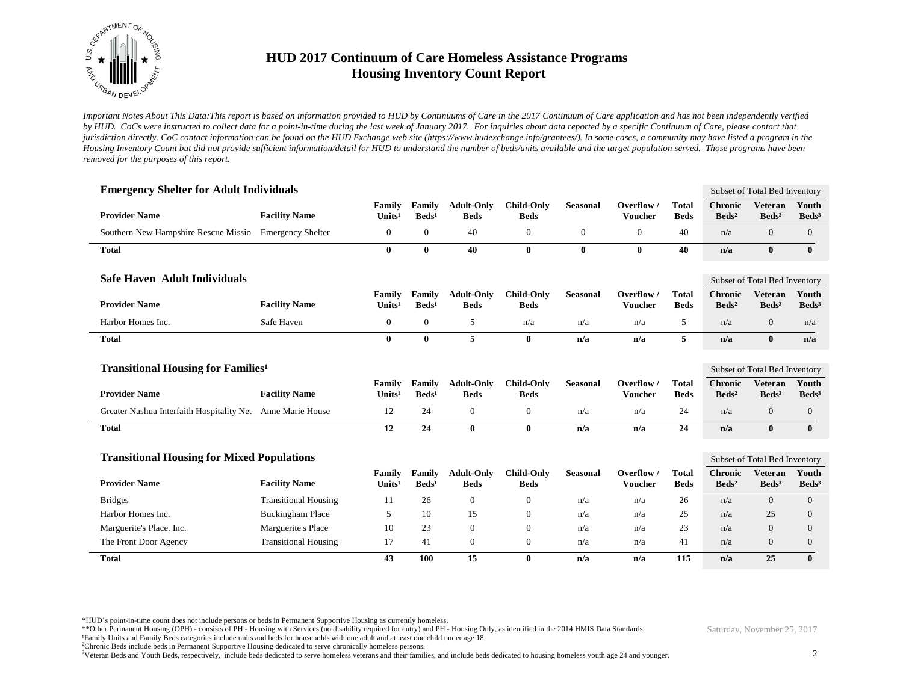# HUD 2017 Continuum of Care Homeless Assistance Programs
## Housing Inventory Count Report

*Important Notes About This Data:This report is based on information provided to HUD by Continuums of Care in the 2017 Continuum of Care application and has not been independently verified by HUD. CoCs were instructed to collect data for a point-in-time during the last week of January 2017. For inquiries about data reported by a specific Continuum of Care, please contact that jurisdiction directly. CoC contact information can be found on the HUD Exchange web site (https://www.hudexchange.info/grantees/). In some cases, a community may have listed a program in the Housing Inventory Count but did not provide sufficient information/detail for HUD to understand the number of beds/units available and the target population served. Those programs have been removed for the purposes of this report.*

### Emergency Shelter for Adult Individuals

| Provider Name | Facility Name | Family Units[1] | Family Beds[1] | Adult-Only Beds | Child-Only Beds | Seasonal | Overflow / Voucher | Total Beds | Subset of Total Bed Inventory: Chronic Beds[2] | Veteran Beds[3] | Youth Beds[3] |
|---|---|---|---|---|---|---|---|---|---|---|---|
| Southern New Hampshire Rescue Missio | Emergency Shelter | 0 | 0 | 40 | 0 | 0 | 0 | 40 | n/a | 0 | 0 |
| **Total** | | **0** | **0** | **40** | **0** | **0** | **0** | **40** | **n/a** | **0** | **0** |

### Safe Haven Adult Individuals

| Provider Name | Facility Name | Family Units[1] | Family Beds[1] | Adult-Only Beds | Child-Only Beds | Seasonal | Overflow / Voucher | Total Beds | Subset of Total Bed Inventory: Chronic Beds[2] | Veteran Beds[3] | Youth Beds[3] |
|---|---|---|---|---|---|---|---|---|---|---|---|
| Harbor Homes Inc. | Safe Haven | 0 | 0 | 5 | n/a | n/a | n/a | 5 | n/a | 0 | n/a |
| **Total** | | **0** | **0** | **5** | **0** | **n/a** | **n/a** | **5** | **n/a** | **0** | **n/a** |

### Transitional Housing for Families[1]

| Provider Name | Facility Name | Family Units[1] | Family Beds[1] | Adult-Only Beds | Child-Only Beds | Seasonal | Overflow / Voucher | Total Beds | Subset of Total Bed Inventory: Chronic Beds[2] | Veteran Beds[3] | Youth Beds[3] |
|---|---|---|---|---|---|---|---|---|---|---|---|
| Greater Nashua Interfaith Hospitality Net | Anne Marie House | 12 | 24 | 0 | 0 | n/a | n/a | 24 | n/a | 0 | 0 |
| **Total** | | **12** | **24** | **0** | **0** | **n/a** | **n/a** | **24** | **n/a** | **0** | **0** |

### Transitional Housing for Mixed Populations

| Provider Name | Facility Name | Family Units[1] | Family Beds[1] | Adult-Only Beds | Child-Only Beds | Seasonal | Overflow / Voucher | Total Beds | Subset of Total Bed Inventory: Chronic Beds[2] | Veteran Beds[3] | Youth Beds[3] |
|---|---|---|---|---|---|---|---|---|---|---|---|
| Bridges | Transitional Housing | 11 | 26 | 0 | 0 | n/a | n/a | 26 | n/a | 0 | 0 |
| Harbor Homes Inc. | Buckingham Place | 5 | 10 | 15 | 0 | n/a | n/a | 25 | n/a | 25 | 0 |
| Marguerite's Place. Inc. | Marguerite's Place | 10 | 23 | 0 | 0 | n/a | n/a | 23 | n/a | 0 | 0 |
| The Front Door Agency | Transitional Housing | 17 | 41 | 0 | 0 | n/a | n/a | 41 | n/a | 0 | 0 |
| **Total** | | **43** | **100** | **15** | **0** | **n/a** | **n/a** | **115** | **n/a** | **25** | **0** |

*HUD's point-in-time count does not include persons or beds in Permanent Supportive Housing as currently homeless.
**Other Permanent Housing (OPH) - consists of PH - Housing with Services (no disability required for entry) and PH - Housing Only, as identified in the 2014 HMIS Data Standards.
[1]Family Units and Family Beds categories include units and beds for households with one adult and at least one child under age 18.
[2]Chronic Beds include beds in Permanent Supportive Housing dedicated to serve chronically homeless persons.
[3]Veteran Beds and Youth Beds, respectively, include beds dedicated to serve homeless veterans and their families, and include beds dedicated to housing homeless youth age 24 and younger.

Saturday, November 25, 2017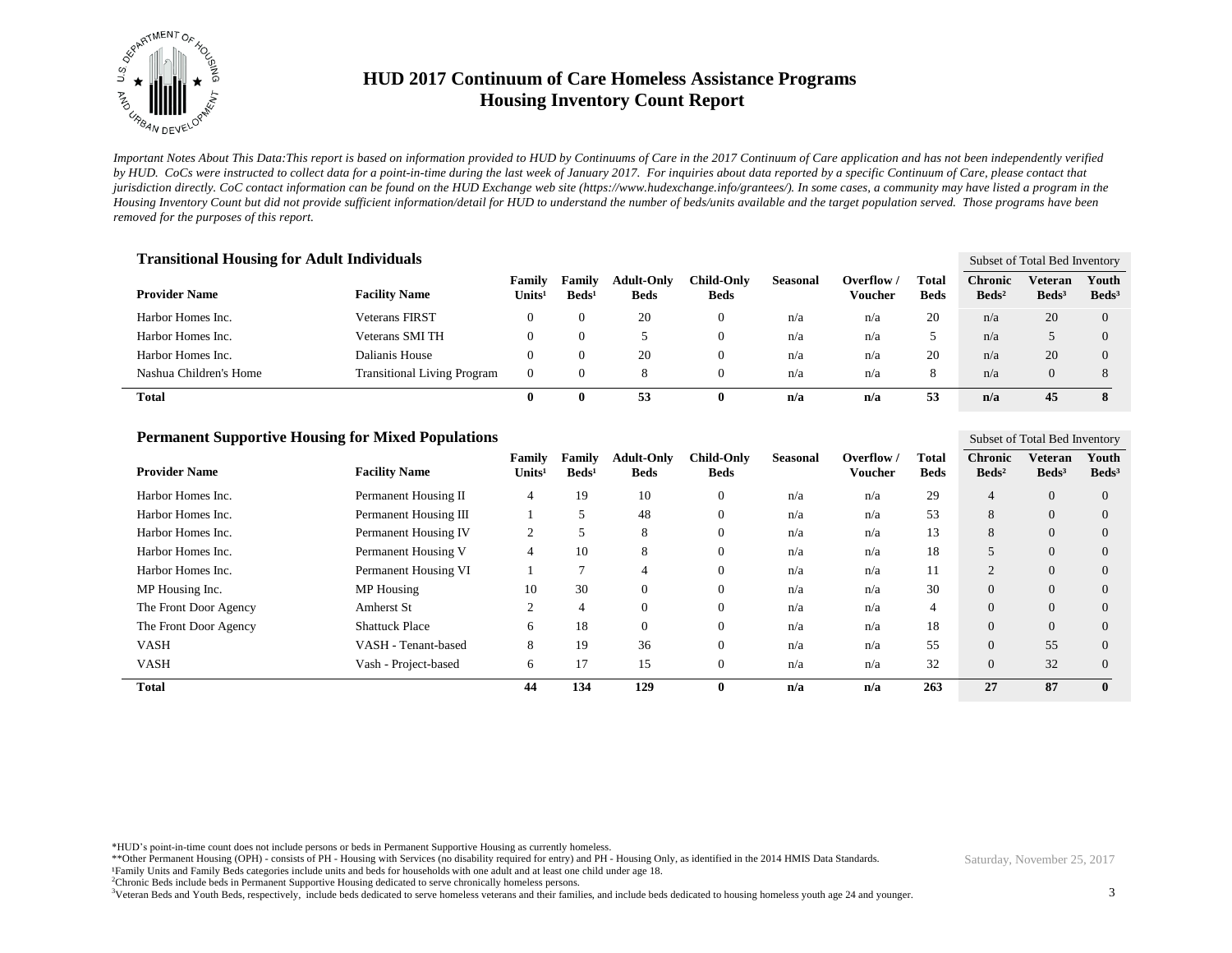# HUD 2017 Continuum of Care Homeless Assistance Programs
## Housing Inventory Count Report

*Important Notes About This Data:This report is based on information provided to HUD by Continuums of Care in the 2017 Continuum of Care application and has not been independently verified by HUD. CoCs were instructed to collect data for a point-in-time during the last week of January 2017. For inquiries about data reported by a specific Continuum of Care, please contact that jurisdiction directly. CoC contact information can be found on the HUD Exchange web site (https://www.hudexchange.info/grantees/). In some cases, a community may have listed a program in the Housing Inventory Count but did not provide sufficient information/detail for HUD to understand the number of beds/units available and the target population served. Those programs have been removed for the purposes of this report.*

### Transitional Housing for Adult Individuals

| | | | | | | | | | Subset of Total Bed Inventory | | |
|---|---|---|---|---|---|---|---|---|---|---|---|
| **Provider Name** | **Facility Name** | **Family Units[1]** | **Family Beds[1]** | **Adult-Only Beds** | **Child-Only Beds** | **Seasonal** | **Overflow / Voucher** | **Total Beds** | **Chronic Beds[2]** | **Veteran Beds[3]** | **Youth Beds[3]** |
| Harbor Homes Inc. | Veterans FIRST | 0 | 0 | 20 | 0 | n/a | n/a | 20 | n/a | 20 | 0 |
| Harbor Homes Inc. | Veterans SMI TH | 0 | 0 | 5 | 0 | n/a | n/a | 5 | n/a | 5 | 0 |
| Harbor Homes Inc. | Dalianis House | 0 | 0 | 20 | 0 | n/a | n/a | 20 | n/a | 20 | 0 |
| Nashua Children's Home | Transitional Living Program | 0 | 0 | 8 | 0 | n/a | n/a | 8 | n/a | 0 | 8 |
| **Total** | | **0** | **0** | **53** | **0** | **n/a** | **n/a** | **53** | **n/a** | **45** | **8** |

### Permanent Supportive Housing for Mixed Populations

| | | | | | | | | | Subset of Total Bed Inventory | | |
|---|---|---|---|---|---|---|---|---|---|---|---|
| **Provider Name** | **Facility Name** | **Family Units[1]** | **Family Beds[1]** | **Adult-Only Beds** | **Child-Only Beds** | **Seasonal** | **Overflow / Voucher** | **Total Beds** | **Chronic Beds[2]** | **Veteran Beds[3]** | **Youth Beds[3]** |
| Harbor Homes Inc. | Permanent Housing II | 4 | 19 | 10 | 0 | n/a | n/a | 29 | 4 | 0 | 0 |
| Harbor Homes Inc. | Permanent Housing III | 1 | 5 | 48 | 0 | n/a | n/a | 53 | 8 | 0 | 0 |
| Harbor Homes Inc. | Permanent Housing IV | 2 | 5 | 8 | 0 | n/a | n/a | 13 | 8 | 0 | 0 |
| Harbor Homes Inc. | Permanent Housing V | 4 | 10 | 8 | 0 | n/a | n/a | 18 | 5 | 0 | 0 |
| Harbor Homes Inc. | Permanent Housing VI | 1 | 7 | 4 | 0 | n/a | n/a | 11 | 2 | 0 | 0 |
| MP Housing Inc. | MP Housing | 10 | 30 | 0 | 0 | n/a | n/a | 30 | 0 | 0 | 0 |
| The Front Door Agency | Amherst St | 2 | 4 | 0 | 0 | n/a | n/a | 4 | 0 | 0 | 0 |
| The Front Door Agency | Shattuck Place | 6 | 18 | 0 | 0 | n/a | n/a | 18 | 0 | 0 | 0 |
| VASH | VASH - Tenant-based | 8 | 19 | 36 | 0 | n/a | n/a | 55 | 0 | 55 | 0 |
| VASH | Vash - Project-based | 6 | 17 | 15 | 0 | n/a | n/a | 32 | 0 | 32 | 0 |
| **Total** | | **44** | **134** | **129** | **0** | **n/a** | **n/a** | **263** | **27** | **87** | **0** |

*HUD's point-in-time count does not include persons or beds in Permanent Supportive Housing as currently homeless.
**Other Permanent Housing (OPH) - consists of PH - Housing with Services (no disability required for entry) and PH - Housing Only, as identified in the 2014 HMIS Data Standards.
[1]Family Units and Family Beds categories include units and beds for households with one adult and at least one child under age 18.
[2]Chronic Beds include beds in Permanent Supportive Housing dedicated to serve chronically homeless persons.
[3]Veteran Beds and Youth Beds, respectively, include beds dedicated to serve homeless veterans and their families, and include beds dedicated to housing homeless youth age 24 and younger.

Saturday, November 25, 2017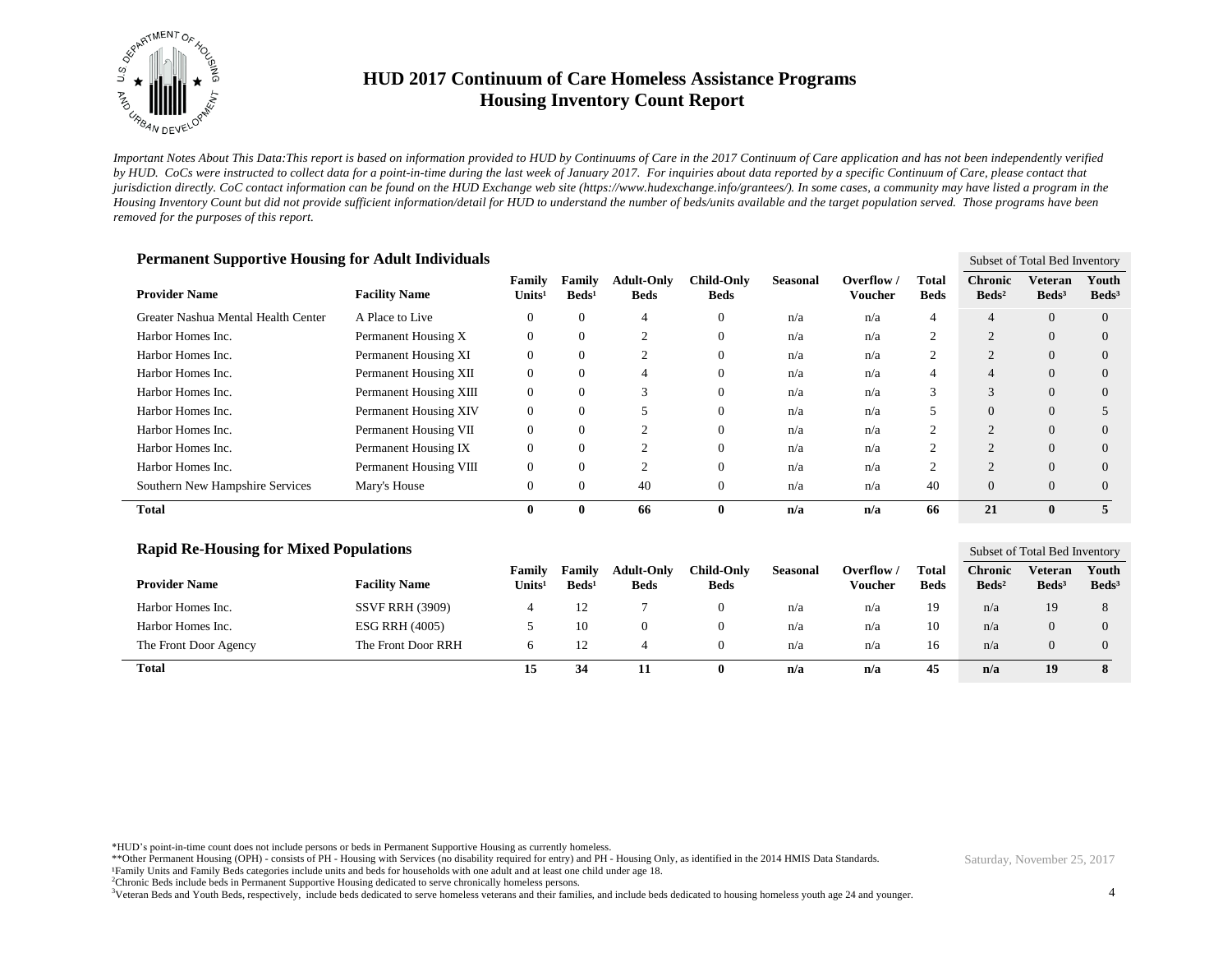# HUD 2017 Continuum of Care Homeless Assistance Programs
## Housing Inventory Count Report

*Important Notes About This Data:This report is based on information provided to HUD by Continuums of Care in the 2017 Continuum of Care application and has not been independently verified by HUD. CoCs were instructed to collect data for a point-in-time during the last week of January 2017. For inquiries about data reported by a specific Continuum of Care, please contact that jurisdiction directly. CoC contact information can be found on the HUD Exchange web site (https://www.hudexchange.info/grantees/). In some cases, a community may have listed a program in the Housing Inventory Count but did not provide sufficient information/detail for HUD to understand the number of beds/units available and the target population served. Those programs have been removed for the purposes of this report.*

### Permanent Supportive Housing for Adult Individuals

| | | | | | | | | | Subset of Total Bed Inventory | | |
|---|---|---|---|---|---|---|---|---|---|---|---|
| **Provider Name** | **Facility Name** | **Family Units¹** | **Family Beds¹** | **Adult-Only Beds** | **Child-Only Beds** | **Seasonal** | **Overflow / Voucher** | **Total Beds** | **Chronic Beds²** | **Veteran Beds³** | **Youth Beds³** |
| Greater Nashua Mental Health Center | A Place to Live | 0 | 0 | 4 | 0 | n/a | n/a | 4 | 4 | 0 | 0 |
| Harbor Homes Inc. | Permanent Housing X | 0 | 0 | 2 | 0 | n/a | n/a | 2 | 2 | 0 | 0 |
| Harbor Homes Inc. | Permanent Housing XI | 0 | 0 | 2 | 0 | n/a | n/a | 2 | 2 | 0 | 0 |
| Harbor Homes Inc. | Permanent Housing XII | 0 | 0 | 4 | 0 | n/a | n/a | 4 | 4 | 0 | 0 |
| Harbor Homes Inc. | Permanent Housing XIII | 0 | 0 | 3 | 0 | n/a | n/a | 3 | 3 | 0 | 0 |
| Harbor Homes Inc. | Permanent Housing XIV | 0 | 0 | 5 | 0 | n/a | n/a | 5 | 0 | 0 | 5 |
| Harbor Homes Inc. | Permanent Housing VII | 0 | 0 | 2 | 0 | n/a | n/a | 2 | 2 | 0 | 0 |
| Harbor Homes Inc. | Permanent Housing IX | 0 | 0 | 2 | 0 | n/a | n/a | 2 | 2 | 0 | 0 |
| Harbor Homes Inc. | Permanent Housing VIII | 0 | 0 | 2 | 0 | n/a | n/a | 2 | 2 | 0 | 0 |
| Southern New Hampshire Services | Mary's House | 0 | 0 | 40 | 0 | n/a | n/a | 40 | 0 | 0 | 0 |
| **Total** | | **0** | **0** | **66** | **0** | **n/a** | **n/a** | **66** | **21** | **0** | **5** |

### Rapid Re-Housing for Mixed Populations

| | | | | | | | | | Subset of Total Bed Inventory | | |
|---|---|---|---|---|---|---|---|---|---|---|---|
| **Provider Name** | **Facility Name** | **Family Units¹** | **Family Beds¹** | **Adult-Only Beds** | **Child-Only Beds** | **Seasonal** | **Overflow / Voucher** | **Total Beds** | **Chronic Beds²** | **Veteran Beds³** | **Youth Beds³** |
| Harbor Homes Inc. | SSVF RRH (3909) | 4 | 12 | 7 | 0 | n/a | n/a | 19 | n/a | 19 | 8 |
| Harbor Homes Inc. | ESG RRH (4005) | 5 | 10 | 0 | 0 | n/a | n/a | 10 | n/a | 0 | 0 |
| The Front Door Agency | The Front Door RRH | 6 | 12 | 4 | 0 | n/a | n/a | 16 | n/a | 0 | 0 |
| **Total** | | **15** | **34** | **11** | **0** | **n/a** | **n/a** | **45** | **n/a** | **19** | **8** |

*HUD's point-in-time count does not include persons or beds in Permanent Supportive Housing as currently homeless.

**Other Permanent Housing (OPH) - consists of PH - Housing with Services (no disability required for entry) and PH - Housing Only, as identified in the 2014 HMIS Data Standards.

¹Family Units and Family Beds categories include units and beds for households with one adult and at least one child under age 18.

²Chronic Beds include beds in Permanent Supportive Housing dedicated to serve chronically homeless persons.

³Veteran Beds and Youth Beds, respectively, include beds dedicated to serve homeless veterans and their families, and include beds dedicated to housing homeless youth age 24 and younger.

Saturday, November 25, 2017